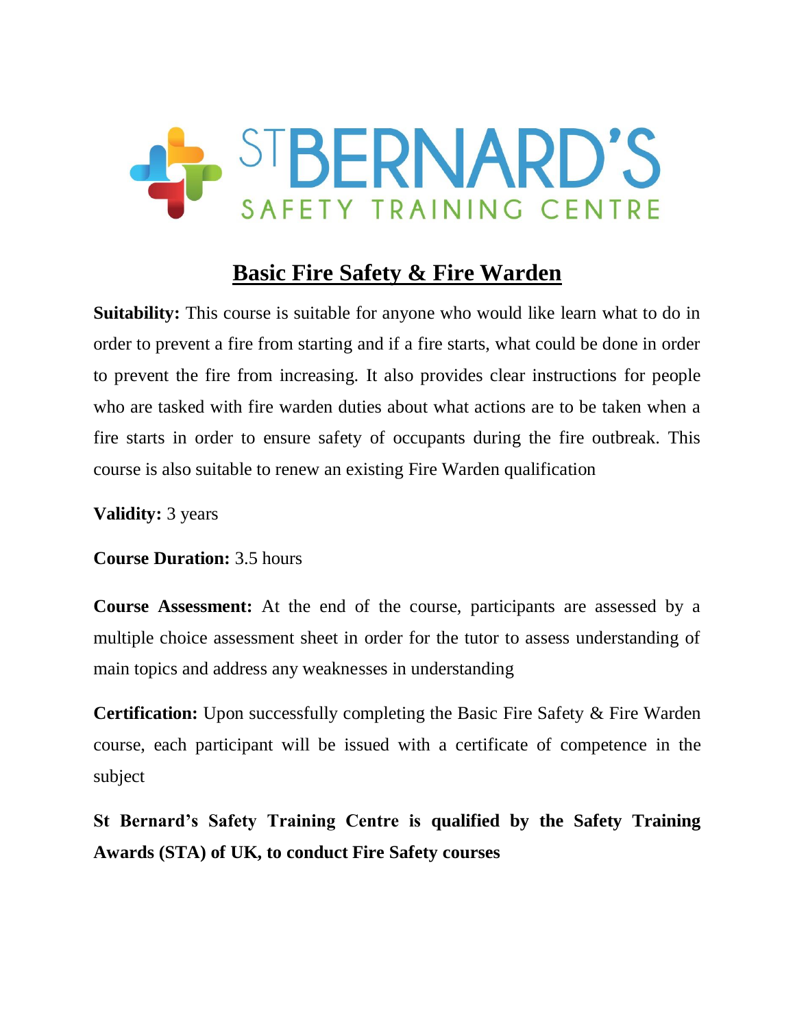# ST BERNARD'S SAFETY TRAINING CENTRE

## Basic Fire Safety & Fire Warden

**Suitability:** This course is suitable for anyone who would like learn what to do in order to prevent a fire from starting and if a fire starts, what could be done in order to prevent the fire from increasing. It also provides clear instructions for people who are tasked with fire warden duties about what actions are to be taken when a fire starts in order to ensure safety of occupants during the fire outbreak. This course is also suitable to renew an existing Fire Warden qualification

**Validity:** 3 years

**Course Duration:** 3.5 hours

**Course Assessment:** At the end of the course, participants are assessed by a multiple choice assessment sheet in order for the tutor to assess understanding of main topics and address any weaknesses in understanding

**Certification:** Upon successfully completing the Basic Fire Safety & Fire Warden course, each participant will be issued with a certificate of competence in the subject

**St Bernard's Safety Training Centre is qualified by the Safety Training Awards (STA) of UK, to conduct Fire Safety courses**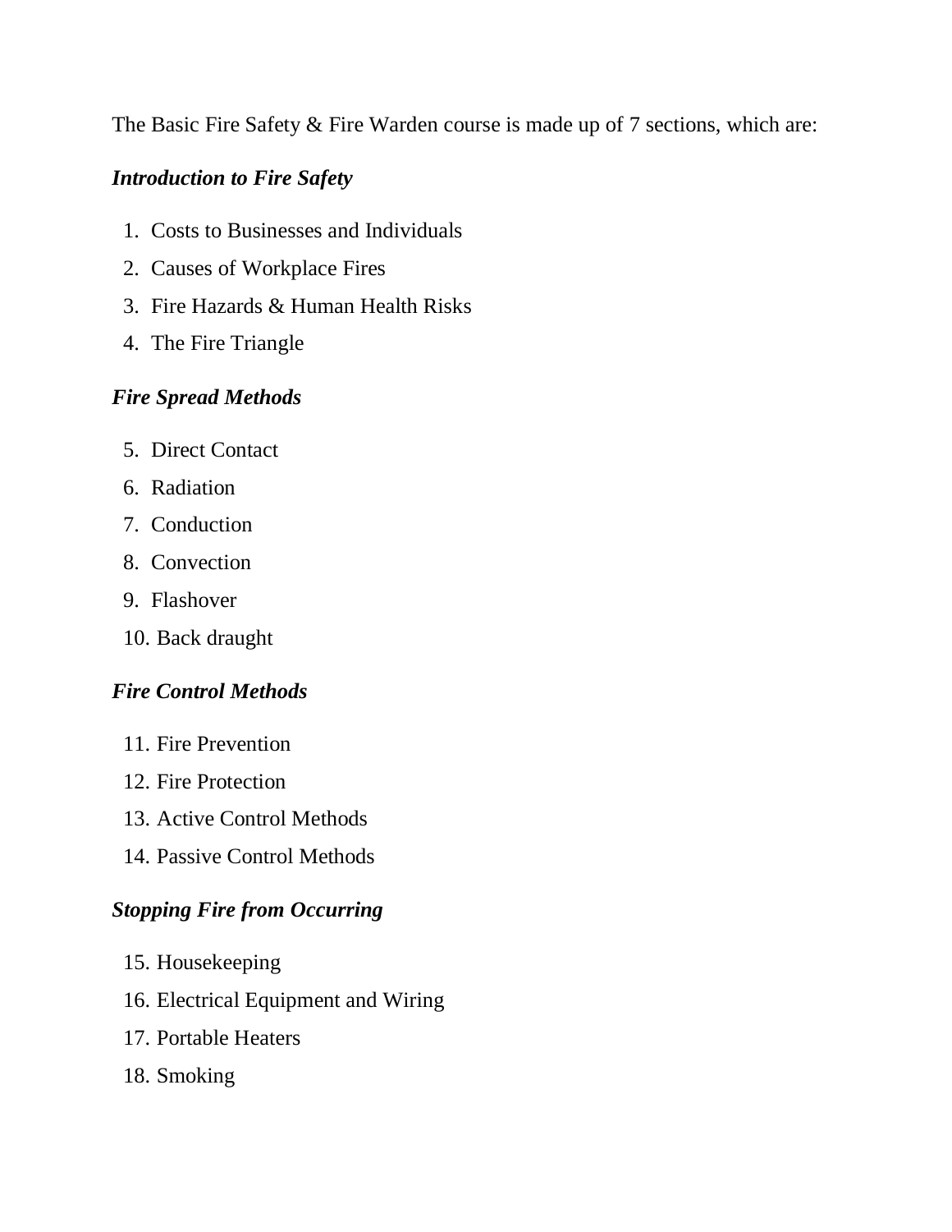The Basic Fire Safety & Fire Warden course is made up of 7 sections, which are:

***Introduction to Fire Safety***

1. Costs to Businesses and Individuals
2. Causes of Workplace Fires
3. Fire Hazards & Human Health Risks
4. The Fire Triangle

***Fire Spread Methods***

5. Direct Contact
6. Radiation
7. Conduction
8. Convection
9. Flashover
10. Back draught

***Fire Control Methods***

11. Fire Prevention
12. Fire Protection
13. Active Control Methods
14. Passive Control Methods

***Stopping Fire from Occurring***

15. Housekeeping
16. Electrical Equipment and Wiring
17. Portable Heaters
18. Smoking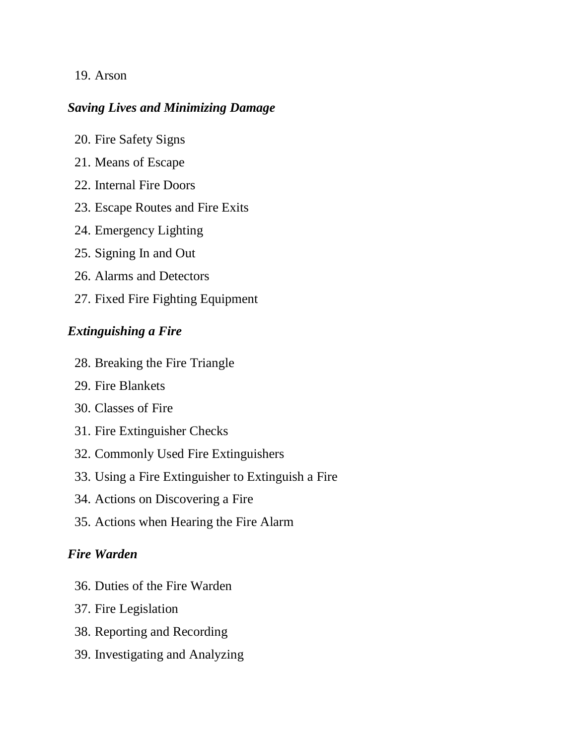19. Arson

***Saving Lives and Minimizing Damage***

20. Fire Safety Signs
21. Means of Escape
22. Internal Fire Doors
23. Escape Routes and Fire Exits
24. Emergency Lighting
25. Signing In and Out
26. Alarms and Detectors
27. Fixed Fire Fighting Equipment

***Extinguishing a Fire***

28. Breaking the Fire Triangle
29. Fire Blankets
30. Classes of Fire
31. Fire Extinguisher Checks
32. Commonly Used Fire Extinguishers
33. Using a Fire Extinguisher to Extinguish a Fire
34. Actions on Discovering a Fire
35. Actions when Hearing the Fire Alarm

***Fire Warden***

36. Duties of the Fire Warden
37. Fire Legislation
38. Reporting and Recording
39. Investigating and Analyzing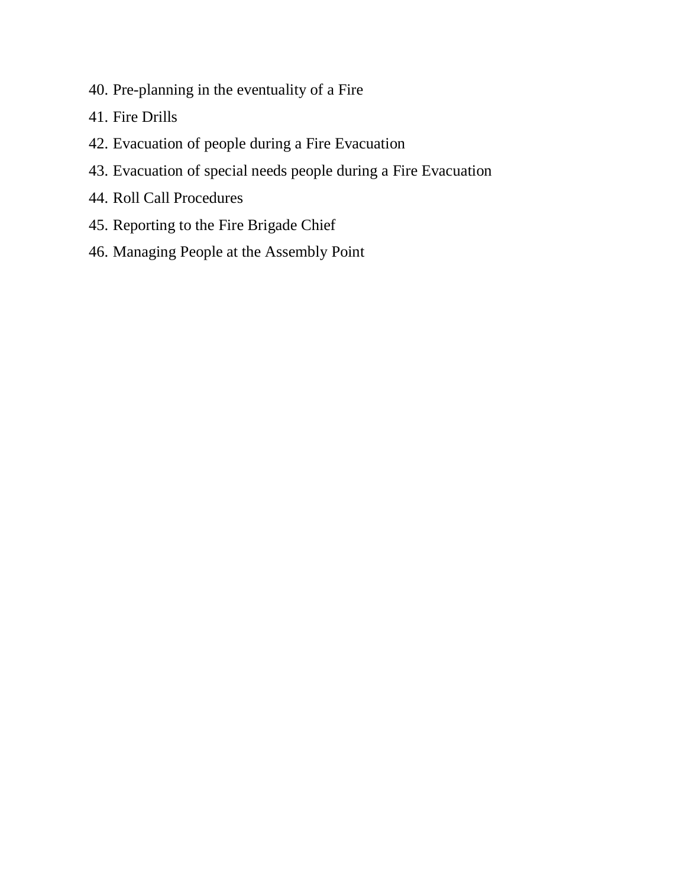40. Pre-planning in the eventuality of a Fire
41. Fire Drills
42. Evacuation of people during a Fire Evacuation
43. Evacuation of special needs people during a Fire Evacuation
44. Roll Call Procedures
45. Reporting to the Fire Brigade Chief
46. Managing People at the Assembly Point